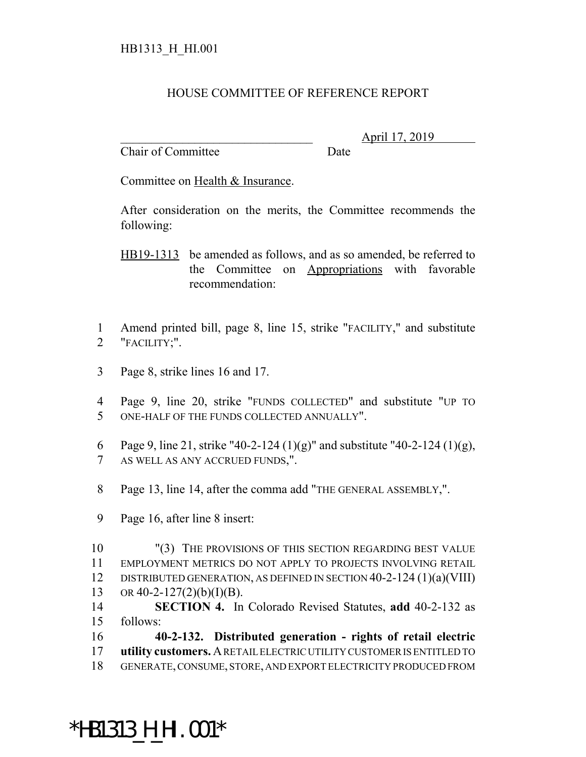HB1313_H_HI.001

# HOUSE COMMITTEE OF REFERENCE REPORT

________________________________ April 17, 2019
Chair of Committee Date

Committee on Health & Insurance.

After consideration on the merits, the Committee recommends the following:

HB19-1313 be amended as follows, and as so amended, be referred to the Committee on Appropriations with favorable recommendation:

1 Amend printed bill, page 8, line 15, strike "FACILITY," and substitute
2 "FACILITY;".

3 Page 8, strike lines 16 and 17.

4 Page 9, line 20, strike "FUNDS COLLECTED" and substitute "UP TO
5 ONE-HALF OF THE FUNDS COLLECTED ANNUALLY".

6 Page 9, line 21, strike "40-2-124 (1)(g)" and substitute "40-2-124 (1)(g),
7 AS WELL AS ANY ACCRUED FUNDS,".

8 Page 13, line 14, after the comma add "THE GENERAL ASSEMBLY,".

9 Page 16, after line 8 insert:

10 "(3) THE PROVISIONS OF THIS SECTION REGARDING BEST VALUE
11 EMPLOYMENT METRICS DO NOT APPLY TO PROJECTS INVOLVING RETAIL
12 DISTRIBUTED GENERATION, AS DEFINED IN SECTION 40-2-124 (1)(a)(VIII)
13 OR 40-2-127(2)(b)(I)(B).
14 **SECTION 4.** In Colorado Revised Statutes, **add** 40-2-132 as
15 follows:
16 **40-2-132. Distributed generation - rights of retail electric**
17 **utility customers.** A RETAIL ELECTRIC UTILITY CUSTOMER IS ENTITLED TO
18 GENERATE, CONSUME, STORE, AND EXPORT ELECTRICITY PRODUCED FROM

*HB1313_H_HI.001*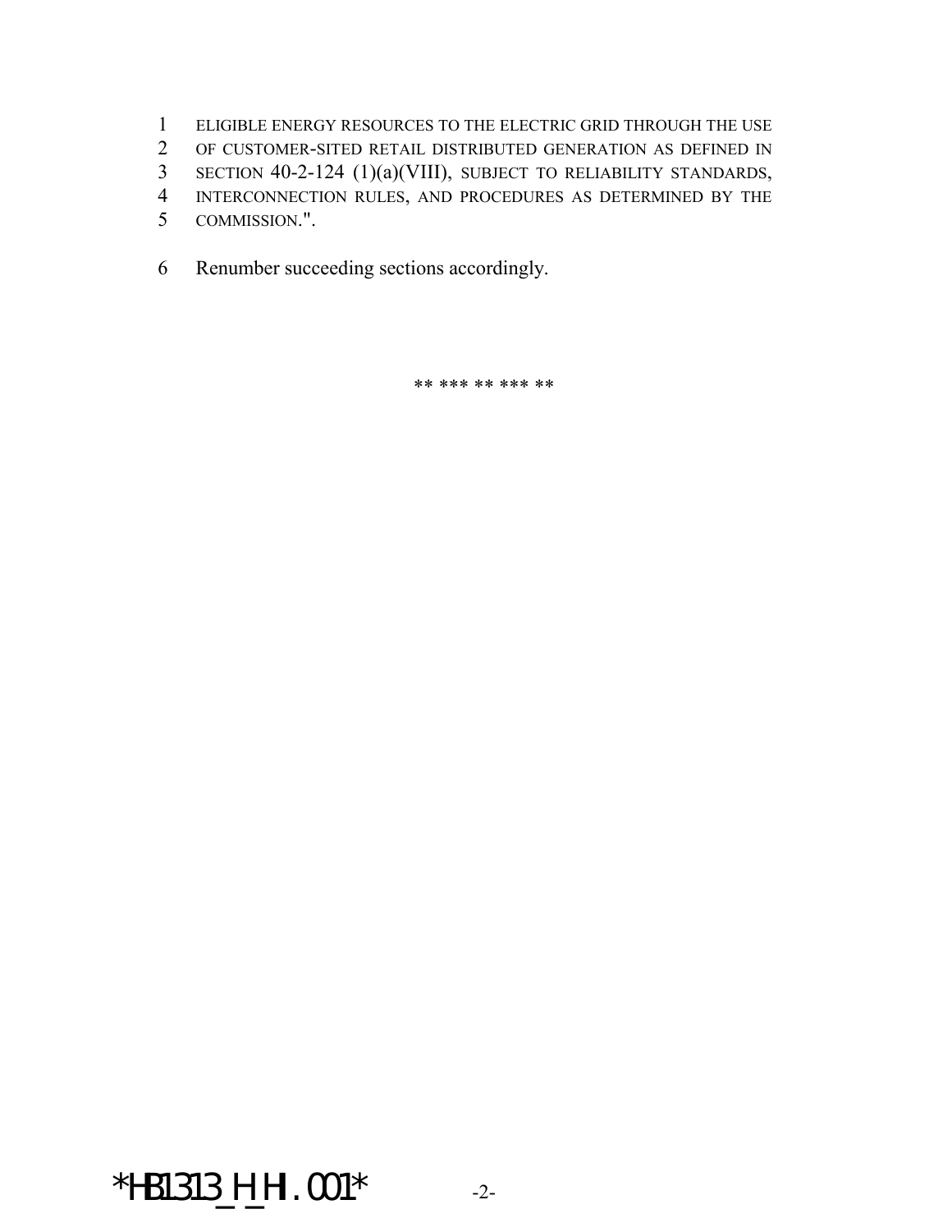ELIGIBLE ENERGY RESOURCES TO THE ELECTRIC GRID THROUGH THE USE OF CUSTOMER-SITED RETAIL DISTRIBUTED GENERATION AS DEFINED IN SECTION 40-2-124 (1)(a)(VIII), SUBJECT TO RELIABILITY STANDARDS, INTERCONNECTION RULES, AND PROCEDURES AS DETERMINED BY THE COMMISSION.".

Renumber succeeding sections accordingly.

** *** ** *** **